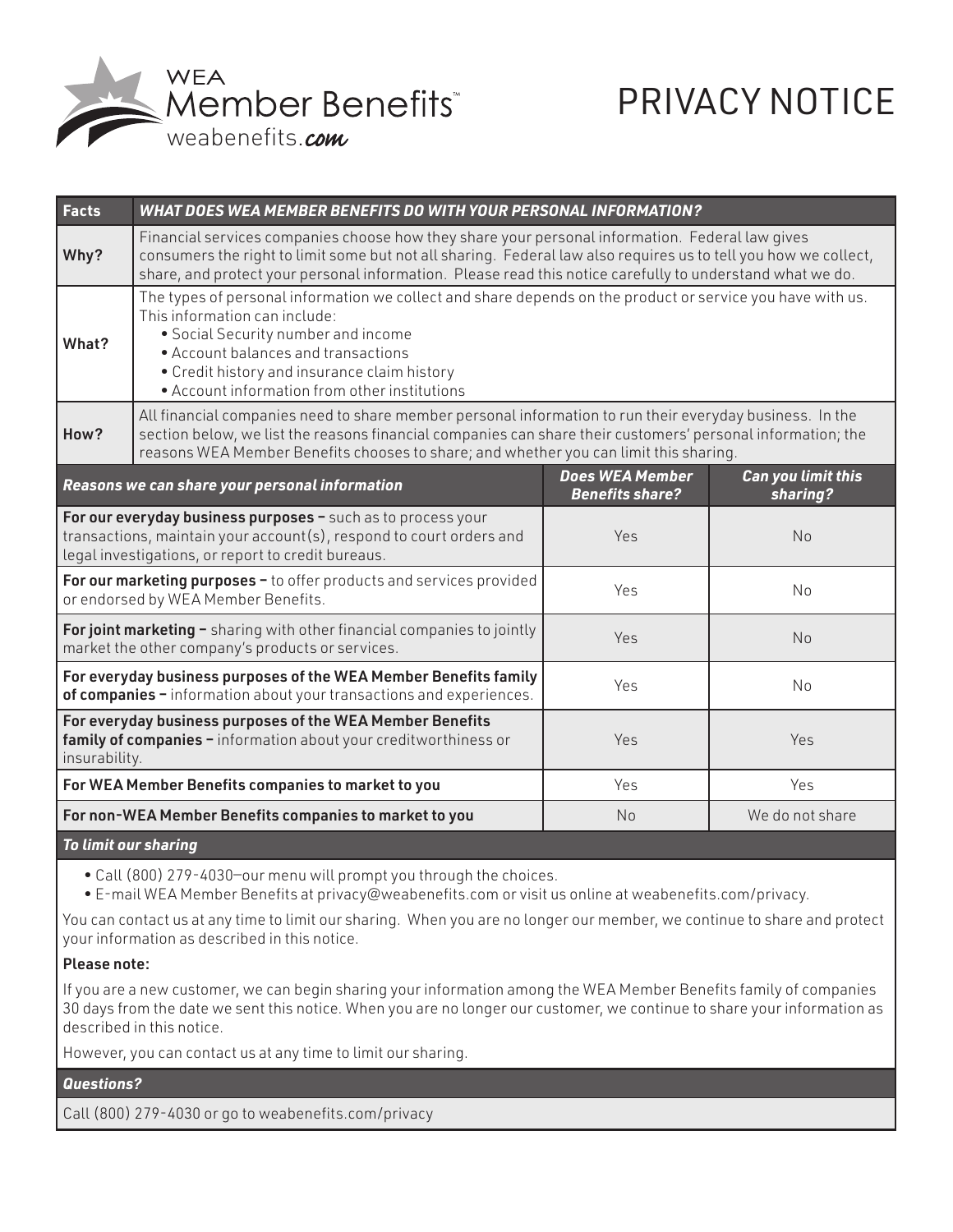WEA
Member Benefits™
weabenefits.com

# PRIVACY NOTICE

| Facts | WHAT DOES WEA MEMBER BENEFITS DO WITH YOUR PERSONAL INFORMATION? |
|---|---|
| **Why?** | Financial services companies choose how they share your personal information. Federal law gives consumers the right to limit some but not all sharing. Federal law also requires us to tell you how we collect, share, and protect your personal information. Please read this notice carefully to understand what we do. |
| **What?** | The types of personal information we collect and share depends on the product or service you have with us. This information can include: <br>• Social Security number and income <br>• Account balances and transactions <br>• Credit history and insurance claim history <br>• Account information from other institutions |
| **How?** | All financial companies need to share member personal information to run their everyday business. In the section below, we list the reasons financial companies can share their customers' personal information; the reasons WEA Member Benefits chooses to share; and whether you can limit this sharing. |

| *Reasons we can share your personal information* | *Does WEA Member Benefits share?* | *Can you limit this sharing?* |
|---|---|---|
| **For our everyday business purposes –** such as to process your transactions, maintain your account(s), respond to court orders and legal investigations, or report to credit bureaus. | Yes | No |
| **For our marketing purposes –** to offer products and services provided or endorsed by WEA Member Benefits. | Yes | No |
| **For joint marketing –** sharing with other financial companies to jointly market the other company's products or services. | Yes | No |
| **For everyday business purposes of the WEA Member Benefits family of companies –** information about your transactions and experiences. | Yes | No |
| **For everyday business purposes of the WEA Member Benefits family of companies –** information about your creditworthiness or insurability. | Yes | Yes |
| **For WEA Member Benefits companies to market to you** | Yes | Yes |
| **For non-WEA Member Benefits companies to market to you** | No | We do not share |

***To limit our sharing***

- Call (800) 279-4030—our menu will prompt you through the choices.
- E-mail WEA Member Benefits at privacy@weabenefits.com or visit us online at weabenefits.com/privacy.

You can contact us at any time to limit our sharing. When you are no longer our member, we continue to share and protect your information as described in this notice.

**Please note:**

If you are a new customer, we can begin sharing your information among the WEA Member Benefits family of companies 30 days from the date we sent this notice. When you are no longer our customer, we continue to share your information as described in this notice.

However, you can contact us at any time to limit our sharing.

***Questions?***

Call (800) 279-4030 or go to weabenefits.com/privacy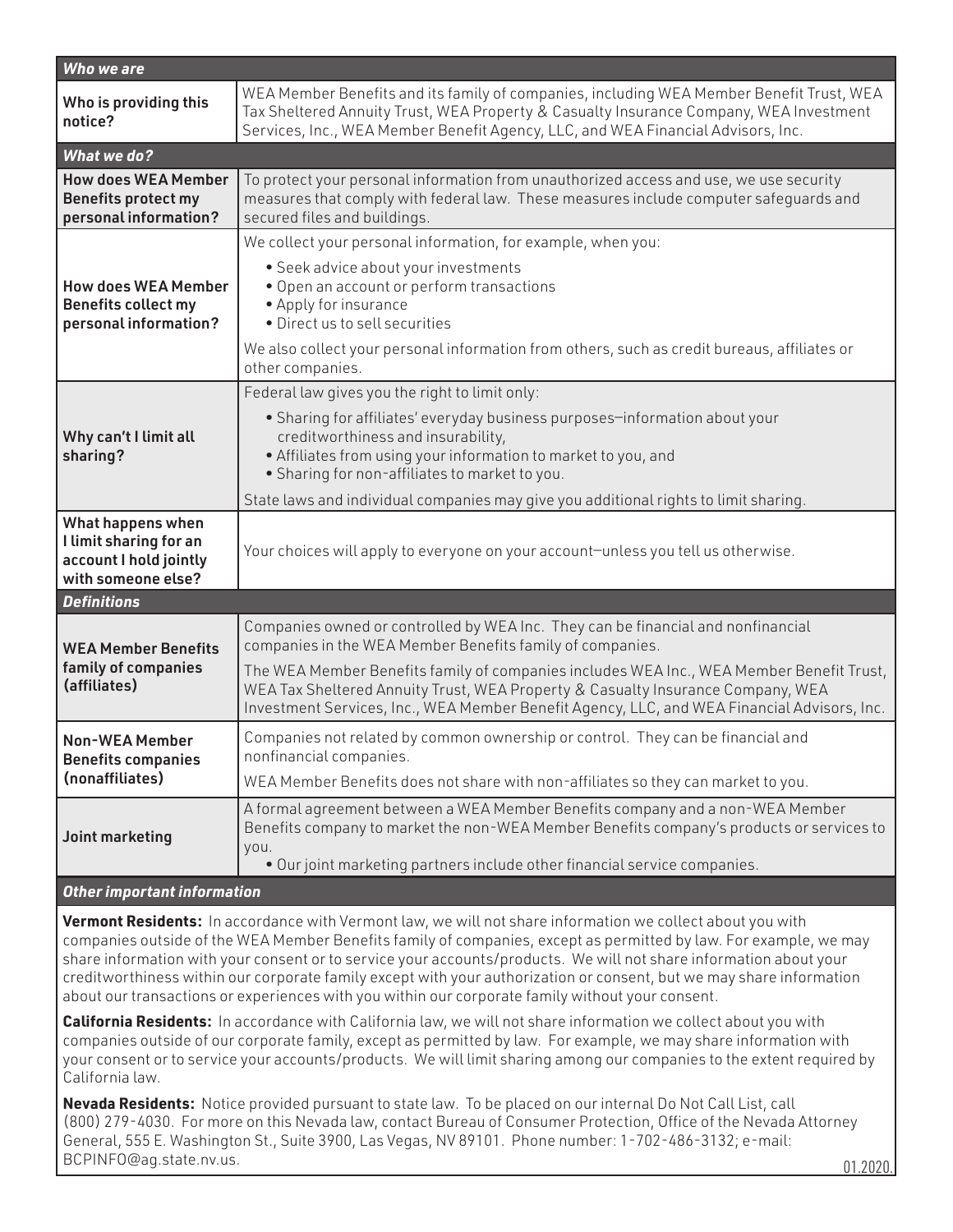| Who we are | |
|---|---|
| **Who is providing this notice?** | WEA Member Benefits and its family of companies, including WEA Member Benefit Trust, WEA Tax Sheltered Annuity Trust, WEA Property & Casualty Insurance Company, WEA Investment Services, Inc., WEA Member Benefit Agency, LLC, and WEA Financial Advisors, Inc. |
| ***What we do?*** | |
| **How does WEA Member Benefits protect my personal information?** | To protect your personal information from unauthorized access and use, we use security measures that comply with federal law. These measures include computer safeguards and secured files and buildings. |
| **How does WEA Member Benefits collect my personal information?** | We collect your personal information, for example, when you:<br>• Seek advice about your investments<br>• Open an account or perform transactions<br>• Apply for insurance<br>• Direct us to sell securities<br>We also collect your personal information from others, such as credit bureaus, affiliates or other companies. |
| **Why can't I limit all sharing?** | Federal law gives you the right to limit only:<br>• Sharing for affiliates' everyday business purposes—information about your creditworthiness and insurability,<br>• Affiliates from using your information to market to you, and<br>• Sharing for non-affiliates to market to you.<br>State laws and individual companies may give you additional rights to limit sharing. |
| **What happens when I limit sharing for an account I hold jointly with someone else?** | Your choices will apply to everyone on your account—unless you tell us otherwise. |
| ***Definitions*** | |
| **WEA Member Benefits family of companies (affiliates)** | Companies owned or controlled by WEA Inc. They can be financial and nonfinancial companies in the WEA Member Benefits family of companies.<br>The WEA Member Benefits family of companies includes WEA Inc., WEA Member Benefit Trust, WEA Tax Sheltered Annuity Trust, WEA Property & Casualty Insurance Company, WEA Investment Services, Inc., WEA Member Benefit Agency, LLC, and WEA Financial Advisors, Inc. |
| **Non-WEA Member Benefits companies (nonaffiliates)** | Companies not related by common ownership or control. They can be financial and nonfinancial companies.<br>WEA Member Benefits does not share with non-affiliates so they can market to you. |
| **Joint marketing** | A formal agreement between a WEA Member Benefits company and a non-WEA Member Benefits company to market the non-WEA Member Benefits company's products or services to you.<br>• Our joint marketing partners include other financial service companies. |

***Other important information***

**Vermont Residents:** In accordance with Vermont law, we will not share information we collect about you with companies outside of the WEA Member Benefits family of companies, except as permitted by law. For example, we may share information with your consent or to service your accounts/products. We will not share information about your creditworthiness within our corporate family except with your authorization or consent, but we may share information about our transactions or experiences with you within our corporate family without your consent.

**California Residents:** In accordance with California law, we will not share information we collect about you with companies outside of our corporate family, except as permitted by law. For example, we may share information with your consent or to service your accounts/products. We will limit sharing among our companies to the extent required by California law.

**Nevada Residents:** Notice provided pursuant to state law. To be placed on our internal Do Not Call List, call (800) 279-4030. For more on this Nevada law, contact Bureau of Consumer Protection, Office of the Nevada Attorney General, 555 E. Washington St., Suite 3900, Las Vegas, NV 89101. Phone number: 1-702-486-3132; e-mail: BCPINFO@ag.state.nv.us.

01.2020.